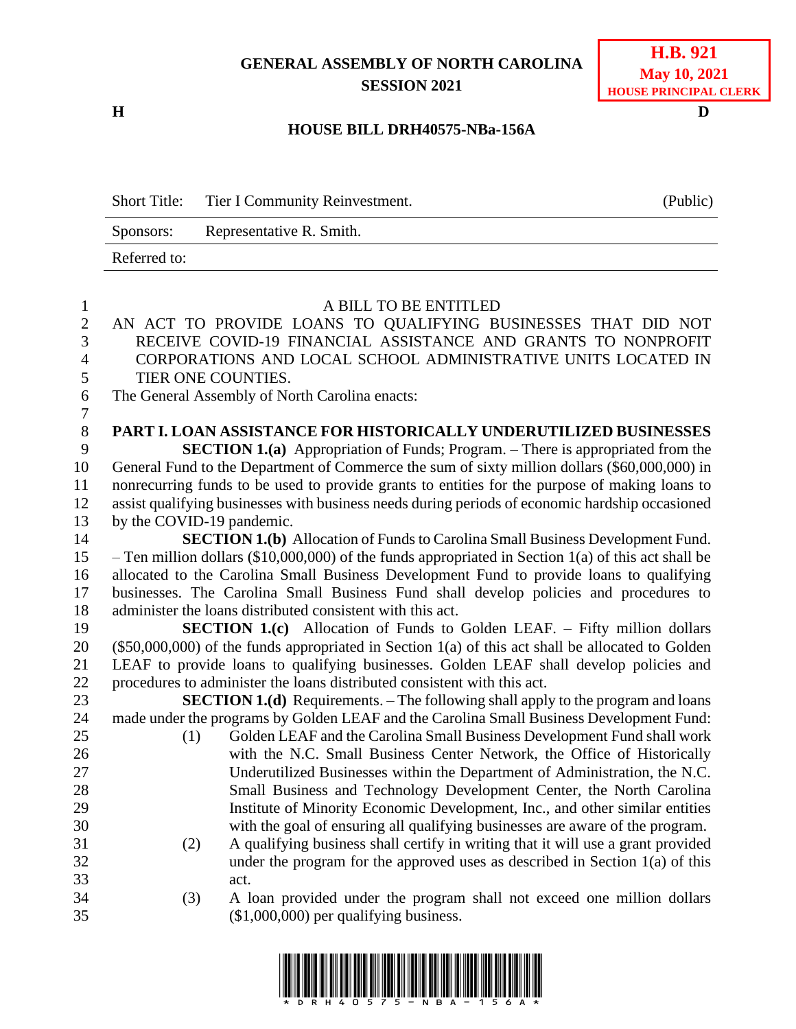**GENERAL ASSEMBLY OF NORTH CAROLINA**
**SESSION 2021**

**H.B. 921**
**May 10, 2021**
**HOUSE PRINCIPAL CLERK**

**H** **D**

**HOUSE BILL DRH40575-NBa-156A**

| Short Title: | Tier I Community Reinvestment. | (Public) |
|---|---|---|
| Sponsors: | Representative R. Smith. | |
| Referred to: | | |

A BILL TO BE ENTITLED

AN ACT TO PROVIDE LOANS TO QUALIFYING BUSINESSES THAT DID NOT RECEIVE COVID-19 FINANCIAL ASSISTANCE AND GRANTS TO NONPROFIT CORPORATIONS AND LOCAL SCHOOL ADMINISTRATIVE UNITS LOCATED IN TIER ONE COUNTIES.

The General Assembly of North Carolina enacts:

**PART I. LOAN ASSISTANCE FOR HISTORICALLY UNDERUTILIZED BUSINESSES**

**SECTION 1.(a)** Appropriation of Funds; Program. – There is appropriated from the General Fund to the Department of Commerce the sum of sixty million dollars ($60,000,000) in nonrecurring funds to be used to provide grants to entities for the purpose of making loans to assist qualifying businesses with business needs during periods of economic hardship occasioned by the COVID-19 pandemic.

**SECTION 1.(b)** Allocation of Funds to Carolina Small Business Development Fund. – Ten million dollars ($10,000,000) of the funds appropriated in Section 1(a) of this act shall be allocated to the Carolina Small Business Development Fund to provide loans to qualifying businesses. The Carolina Small Business Fund shall develop policies and procedures to administer the loans distributed consistent with this act.

**SECTION 1.(c)** Allocation of Funds to Golden LEAF. – Fifty million dollars ($50,000,000) of the funds appropriated in Section 1(a) of this act shall be allocated to Golden LEAF to provide loans to qualifying businesses. Golden LEAF shall develop policies and procedures to administer the loans distributed consistent with this act.

**SECTION 1.(d)** Requirements. – The following shall apply to the program and loans made under the programs by Golden LEAF and the Carolina Small Business Development Fund:

(1) Golden LEAF and the Carolina Small Business Development Fund shall work with the N.C. Small Business Center Network, the Office of Historically Underutilized Businesses within the Department of Administration, the N.C. Small Business and Technology Development Center, the North Carolina Institute of Minority Economic Development, Inc., and other similar entities with the goal of ensuring all qualifying businesses are aware of the program.

(2) A qualifying business shall certify in writing that it will use a grant provided under the program for the approved uses as described in Section 1(a) of this act.

(3) A loan provided under the program shall not exceed one million dollars ($1,000,000) per qualifying business.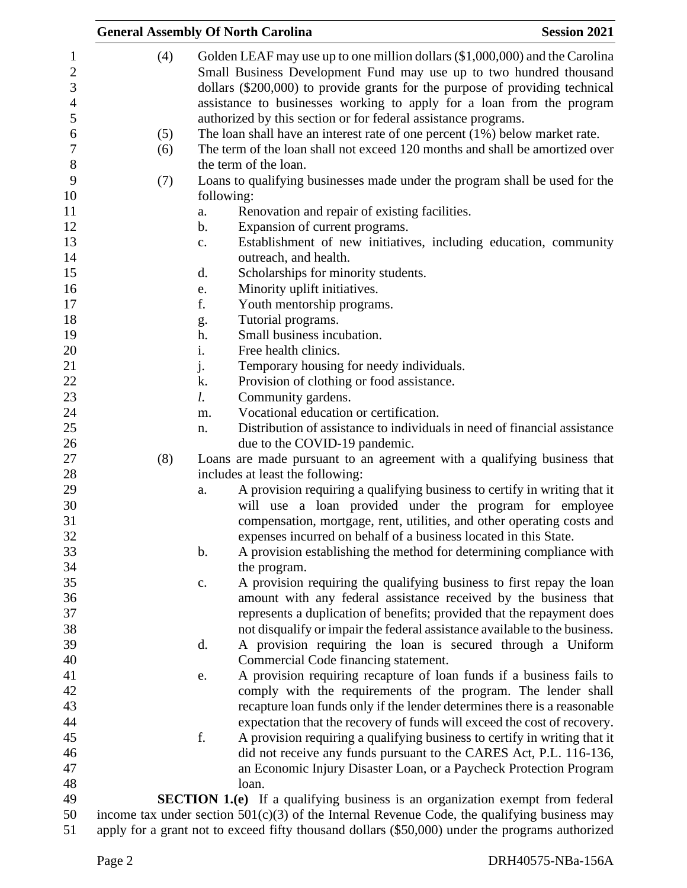(4) Golden LEAF may use up to one million dollars ($1,000,000) and the Carolina Small Business Development Fund may use up to two hundred thousand dollars ($200,000) to provide grants for the purpose of providing technical assistance to businesses working to apply for a loan from the program authorized by this section or for federal assistance programs.

(5) The loan shall have an interest rate of one percent (1%) below market rate.

(6) The term of the loan shall not exceed 120 months and shall be amortized over the term of the loan.

(7) Loans to qualifying businesses made under the program shall be used for the following:

a. Renovation and repair of existing facilities.

b. Expansion of current programs.

c. Establishment of new initiatives, including education, community outreach, and health.

d. Scholarships for minority students.

e. Minority uplift initiatives.

f. Youth mentorship programs.

g. Tutorial programs.

h. Small business incubation.

i. Free health clinics.

j. Temporary housing for needy individuals.

k. Provision of clothing or food assistance.

*l*. Community gardens.

m. Vocational education or certification.

n. Distribution of assistance to individuals in need of financial assistance due to the COVID-19 pandemic.

(8) Loans are made pursuant to an agreement with a qualifying business that includes at least the following:

a. A provision requiring a qualifying business to certify in writing that it will use a loan provided under the program for employee compensation, mortgage, rent, utilities, and other operating costs and expenses incurred on behalf of a business located in this State.

b. A provision establishing the method for determining compliance with the program.

c. A provision requiring the qualifying business to first repay the loan amount with any federal assistance received by the business that represents a duplication of benefits; provided that the repayment does not disqualify or impair the federal assistance available to the business.

d. A provision requiring the loan is secured through a Uniform Commercial Code financing statement.

e. A provision requiring recapture of loan funds if a business fails to comply with the requirements of the program. The lender shall recapture loan funds only if the lender determines there is a reasonable expectation that the recovery of funds will exceed the cost of recovery.

f. A provision requiring a qualifying business to certify in writing that it did not receive any funds pursuant to the CARES Act, P.L. 116-136, an Economic Injury Disaster Loan, or a Paycheck Protection Program loan.

**SECTION 1.(e)** If a qualifying business is an organization exempt from federal income tax under section 501(c)(3) of the Internal Revenue Code, the qualifying business may apply for a grant not to exceed fifty thousand dollars ($50,000) under the programs authorized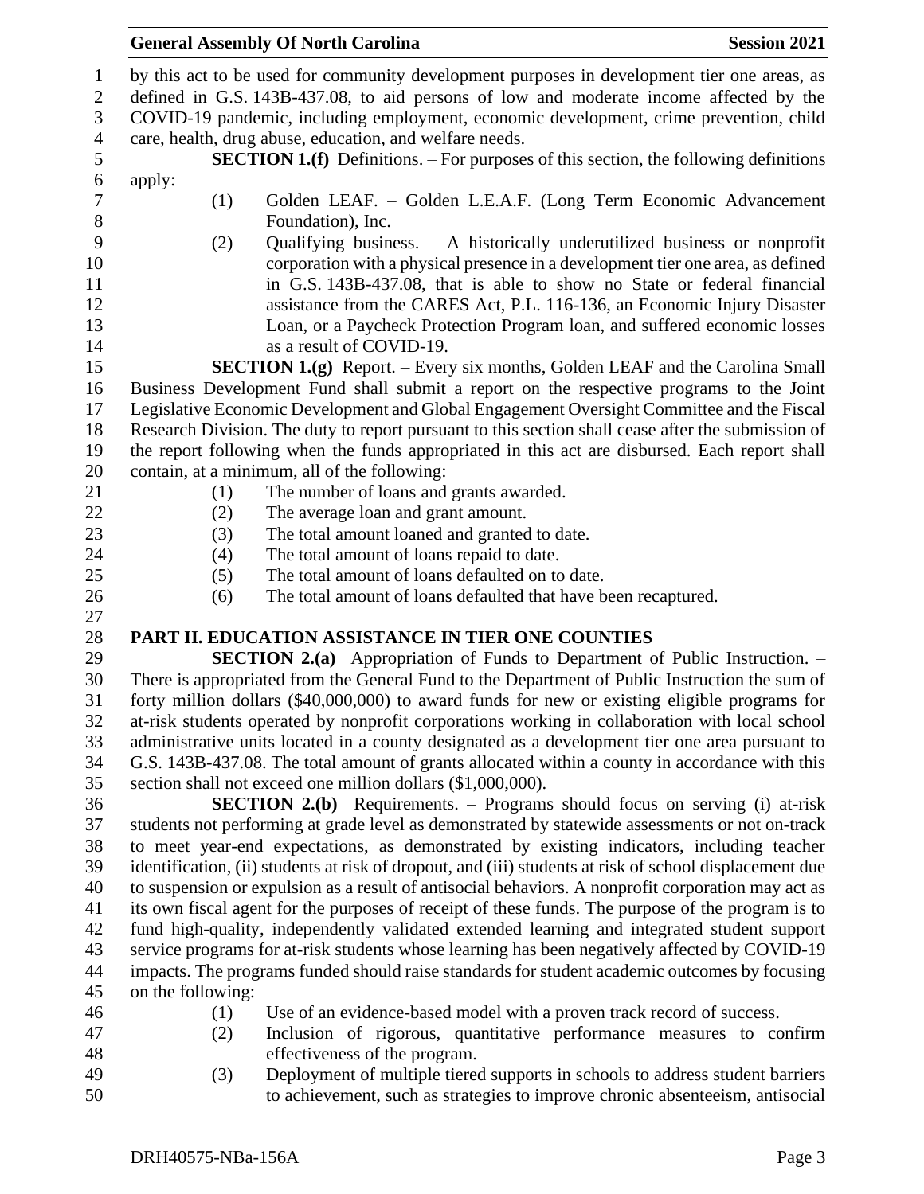by this act to be used for community development purposes in development tier one areas, as defined in G.S. 143B-437.08, to aid persons of low and moderate income affected by the COVID-19 pandemic, including employment, economic development, crime prevention, child care, health, drug abuse, education, and welfare needs.

**SECTION 1.(f)** Definitions. – For purposes of this section, the following definitions apply:

(1) Golden LEAF. – Golden L.E.A.F. (Long Term Economic Advancement Foundation), Inc.

(2) Qualifying business. – A historically underutilized business or nonprofit corporation with a physical presence in a development tier one area, as defined in G.S. 143B-437.08, that is able to show no State or federal financial assistance from the CARES Act, P.L. 116-136, an Economic Injury Disaster Loan, or a Paycheck Protection Program loan, and suffered economic losses as a result of COVID-19.

**SECTION 1.(g)** Report. – Every six months, Golden LEAF and the Carolina Small Business Development Fund shall submit a report on the respective programs to the Joint Legislative Economic Development and Global Engagement Oversight Committee and the Fiscal Research Division. The duty to report pursuant to this section shall cease after the submission of the report following when the funds appropriated in this act are disbursed. Each report shall contain, at a minimum, all of the following:

(1) The number of loans and grants awarded.
(2) The average loan and grant amount.
(3) The total amount loaned and granted to date.
(4) The total amount of loans repaid to date.
(5) The total amount of loans defaulted on to date.
(6) The total amount of loans defaulted that have been recaptured.

## PART II. EDUCATION ASSISTANCE IN TIER ONE COUNTIES

**SECTION 2.(a)** Appropriation of Funds to Department of Public Instruction. – There is appropriated from the General Fund to the Department of Public Instruction the sum of forty million dollars ($40,000,000) to award funds for new or existing eligible programs for at-risk students operated by nonprofit corporations working in collaboration with local school administrative units located in a county designated as a development tier one area pursuant to G.S. 143B-437.08. The total amount of grants allocated within a county in accordance with this section shall not exceed one million dollars ($1,000,000).

**SECTION 2.(b)** Requirements. – Programs should focus on serving (i) at-risk students not performing at grade level as demonstrated by statewide assessments or not on-track to meet year-end expectations, as demonstrated by existing indicators, including teacher identification, (ii) students at risk of dropout, and (iii) students at risk of school displacement due to suspension or expulsion as a result of antisocial behaviors. A nonprofit corporation may act as its own fiscal agent for the purposes of receipt of these funds. The purpose of the program is to fund high-quality, independently validated extended learning and integrated student support service programs for at-risk students whose learning has been negatively affected by COVID-19 impacts. The programs funded should raise standards for student academic outcomes by focusing on the following:

(1) Use of an evidence-based model with a proven track record of success.
(2) Inclusion of rigorous, quantitative performance measures to confirm effectiveness of the program.
(3) Deployment of multiple tiered supports in schools to address student barriers to achievement, such as strategies to improve chronic absenteeism, antisocial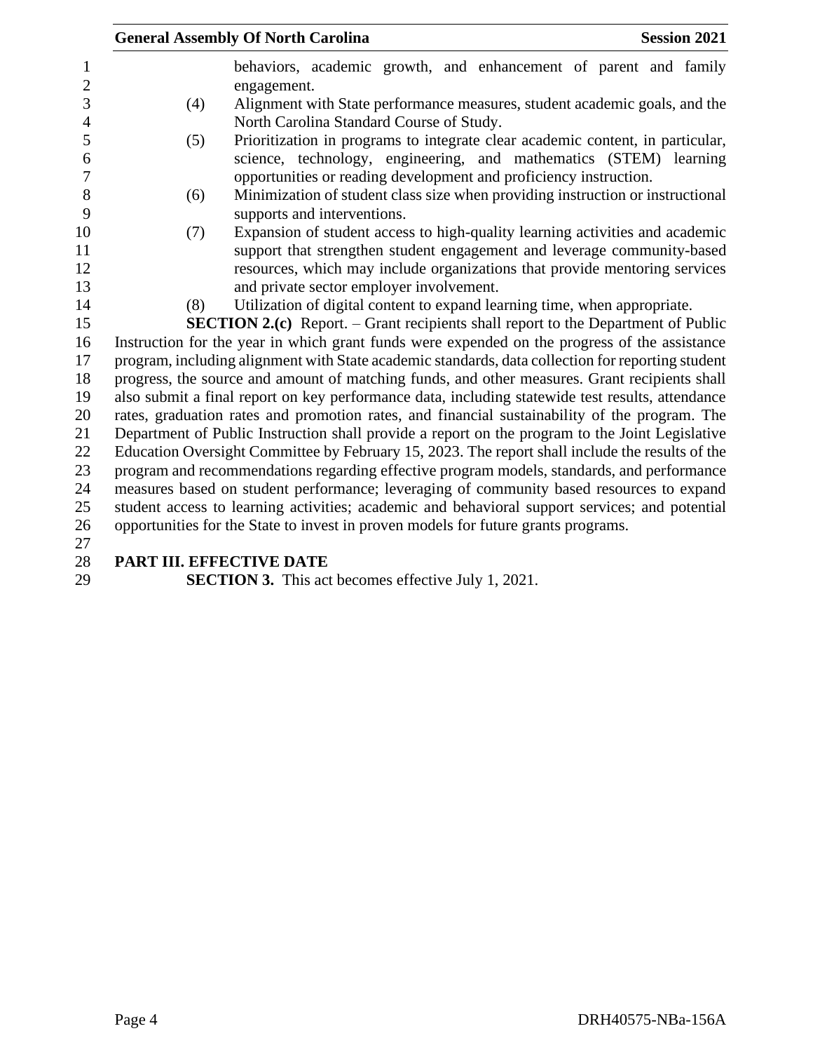behaviors, academic growth, and enhancement of parent and family engagement.

(4) Alignment with State performance measures, student academic goals, and the North Carolina Standard Course of Study.

(5) Prioritization in programs to integrate clear academic content, in particular, science, technology, engineering, and mathematics (STEM) learning opportunities or reading development and proficiency instruction.

(6) Minimization of student class size when providing instruction or instructional supports and interventions.

(7) Expansion of student access to high-quality learning activities and academic support that strengthen student engagement and leverage community-based resources, which may include organizations that provide mentoring services and private sector employer involvement.

(8) Utilization of digital content to expand learning time, when appropriate.

**SECTION 2.(c)** Report. – Grant recipients shall report to the Department of Public Instruction for the year in which grant funds were expended on the progress of the assistance program, including alignment with State academic standards, data collection for reporting student progress, the source and amount of matching funds, and other measures. Grant recipients shall also submit a final report on key performance data, including statewide test results, attendance rates, graduation rates and promotion rates, and financial sustainability of the program. The Department of Public Instruction shall provide a report on the program to the Joint Legislative Education Oversight Committee by February 15, 2023. The report shall include the results of the program and recommendations regarding effective program models, standards, and performance measures based on student performance; leveraging of community based resources to expand student access to learning activities; academic and behavioral support services; and potential opportunities for the State to invest in proven models for future grants programs.

**PART III. EFFECTIVE DATE**

**SECTION 3.** This act becomes effective July 1, 2021.